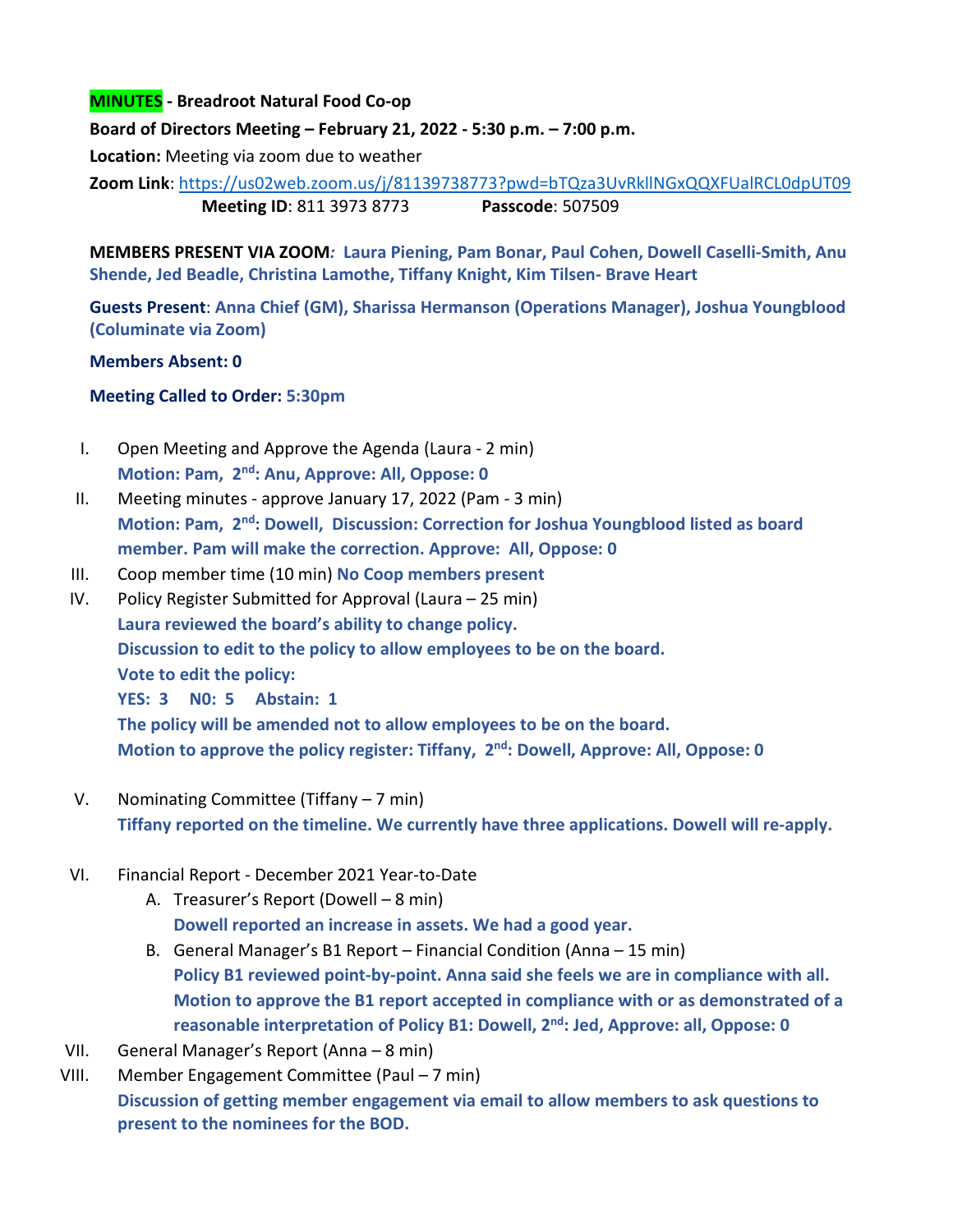**MINUTES - Breadroot Natural Food Co-op**

**Board of Directors Meeting – February 21, 2022 - 5:30 p.m. – 7:00 p.m.**

**Location:** Meeting via zoom due to weather

**Zoom Link**: https://us02web.zoom.us/j/81139738773?pwd=bTQza3UvRkllNGxQQXFUalRCL0dpUT09

**Meeting ID**: 811 3973 8773 **Passcode**: 507509

**MEMBERS PRESENT VIA ZOOM*:* Laura Piening, Pam Bonar, Paul Cohen, Dowell Caselli-Smith, Anu Shende, Jed Beadle, Christina Lamothe, Tiffany Knight, Kim Tilsen- Brave Heart**

**Guests Present**: **Anna Chief (GM), Sharissa Hermanson (Operations Manager), Joshua Youngblood (Columinate via Zoom)**

**Members Absent: 0**

**Meeting Called to Order: 5:30pm**

I. Open Meeting and Approve the Agenda (Laura - 2 min)
   **Motion: Pam, 2nd: Anu, Approve: All, Oppose: 0**
II. Meeting minutes - approve January 17, 2022 (Pam - 3 min)
   **Motion: Pam, 2nd: Dowell, Discussion: Correction for Joshua Youngblood listed as board member. Pam will make the correction. Approve: All, Oppose: 0**
III. Coop member time (10 min) **No Coop members present**
IV. Policy Register Submitted for Approval (Laura – 25 min)
   **Laura reviewed the board's ability to change policy.**
   **Discussion to edit to the policy to allow employees to be on the board.**
   **Vote to edit the policy:**
   **YES: 3 N0: 5 Abstain: 1**
   **The policy will be amended not to allow employees to be on the board.**
   **Motion to approve the policy register: Tiffany, 2nd: Dowell, Approve: All, Oppose: 0**
V. Nominating Committee (Tiffany – 7 min)
   **Tiffany reported on the timeline. We currently have three applications. Dowell will re-apply.**
VI. Financial Report - December 2021 Year-to-Date
   A. Treasurer's Report (Dowell – 8 min)
      **Dowell reported an increase in assets. We had a good year.**
   B. General Manager's B1 Report – Financial Condition (Anna – 15 min)
      **Policy B1 reviewed point-by-point. Anna said she feels we are in compliance with all. Motion to approve the B1 report accepted in compliance with or as demonstrated of a reasonable interpretation of Policy B1: Dowell, 2nd: Jed, Approve: all, Oppose: 0**
VII. General Manager's Report (Anna – 8 min)
VIII. Member Engagement Committee (Paul – 7 min)
   **Discussion of getting member engagement via email to allow members to ask questions to present to the nominees for the BOD.**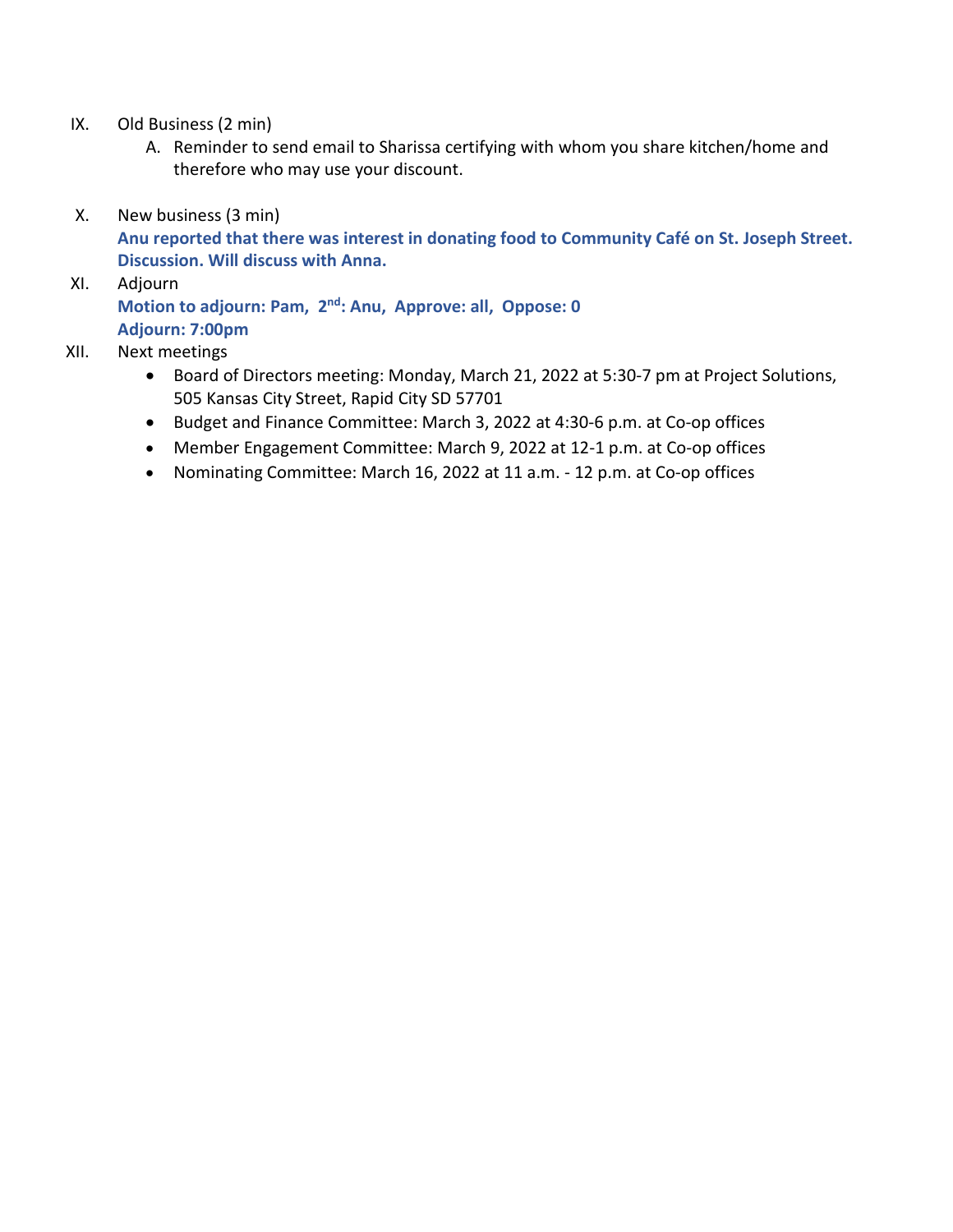IX. Old Business (2 min)

   A. Reminder to send email to Sharissa certifying with whom you share kitchen/home and therefore who may use your discount.

X. New business (3 min)

   **Anu reported that there was interest in donating food to Community Café on St. Joseph Street. Discussion. Will discuss with Anna.**

XI. Adjourn

   **Motion to adjourn: Pam, 2nd: Anu, Approve: all, Oppose: 0**

   **Adjourn: 7:00pm**

XII. Next meetings

   - Board of Directors meeting: Monday, March 21, 2022 at 5:30-7 pm at Project Solutions, 505 Kansas City Street, Rapid City SD 57701
   - Budget and Finance Committee: March 3, 2022 at 4:30-6 p.m. at Co-op offices
   - Member Engagement Committee: March 9, 2022 at 12-1 p.m. at Co-op offices
   - Nominating Committee: March 16, 2022 at 11 a.m. - 12 p.m. at Co-op offices